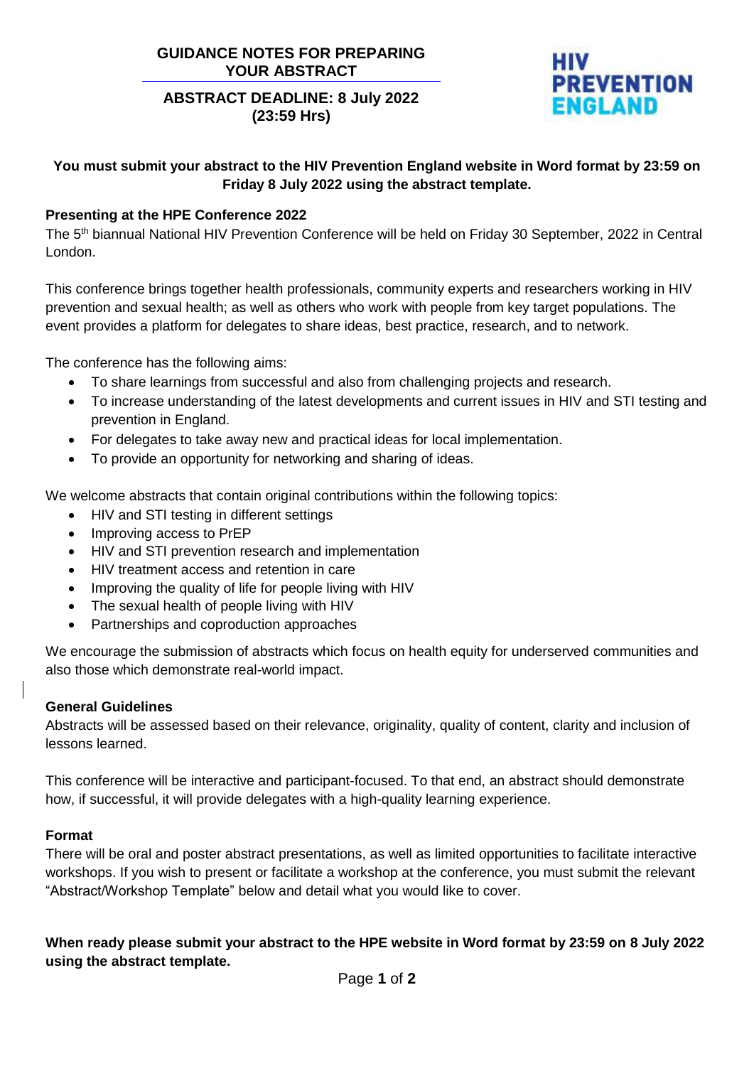# GUIDANCE NOTES FOR PREPARING YOUR ABSTRACT

**ABSTRACT DEADLINE: 8 July 2022 (23:59 Hrs)**

HIV PREVENTION ENGLAND

**You must submit your abstract to the HIV Prevention England website in Word format by 23:59 on Friday 8 July 2022 using the abstract template.**

## Presenting at the HPE Conference 2022

The 5th biannual National HIV Prevention Conference will be held on Friday 30 September, 2022 in Central London.

This conference brings together health professionals, community experts and researchers working in HIV prevention and sexual health; as well as others who work with people from key target populations. The event provides a platform for delegates to share ideas, best practice, research, and to network.

The conference has the following aims:

- To share learnings from successful and also from challenging projects and research.
- To increase understanding of the latest developments and current issues in HIV and STI testing and prevention in England.
- For delegates to take away new and practical ideas for local implementation.
- To provide an opportunity for networking and sharing of ideas.

We welcome abstracts that contain original contributions within the following topics:

- HIV and STI testing in different settings
- Improving access to PrEP
- HIV and STI prevention research and implementation
- HIV treatment access and retention in care
- Improving the quality of life for people living with HIV
- The sexual health of people living with HIV
- Partnerships and coproduction approaches

We encourage the submission of abstracts which focus on health equity for underserved communities and also those which demonstrate real-world impact.

## General Guidelines

Abstracts will be assessed based on their relevance, originality, quality of content, clarity and inclusion of lessons learned.

This conference will be interactive and participant-focused. To that end, an abstract should demonstrate how, if successful, it will provide delegates with a high-quality learning experience.

## Format

There will be oral and poster abstract presentations, as well as limited opportunities to facilitate interactive workshops. If you wish to present or facilitate a workshop at the conference, you must submit the relevant "Abstract/Workshop Template" below and detail what you would like to cover.

**When ready please submit your abstract to the HPE website in Word format by 23:59 on 8 July 2022 using the abstract template.**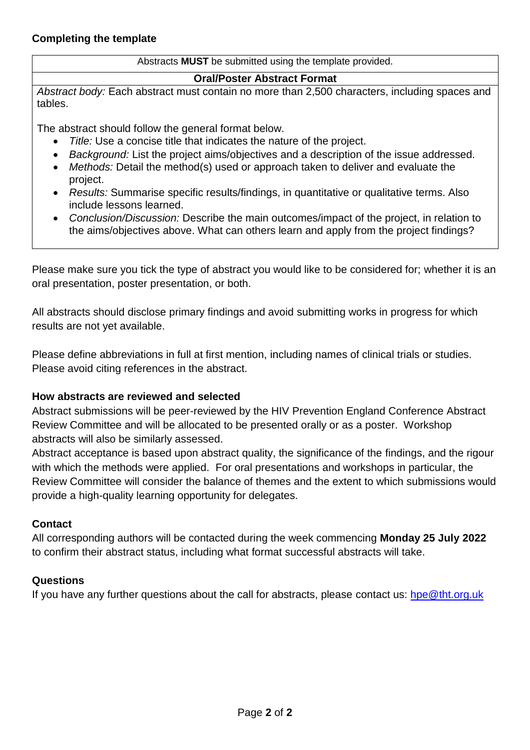### Completing the template

| Abstracts **MUST** be submitted using the template provided. |
|---|
| **Oral/Poster Abstract Format** |
| *Abstract body:* Each abstract must contain no more than 2,500 characters, including spaces and tables.<br><br>The abstract should follow the general format below.<br>• *Title:* Use a concise title that indicates the nature of the project.<br>• *Background:* List the project aims/objectives and a description of the issue addressed.<br>• *Methods:* Detail the method(s) used or approach taken to deliver and evaluate the project.<br>• *Results:* Summarise specific results/findings, in quantitative or qualitative terms. Also include lessons learned.<br>• *Conclusion/Discussion:* Describe the main outcomes/impact of the project, in relation to the aims/objectives above. What can others learn and apply from the project findings? |

Please make sure you tick the type of abstract you would like to be considered for; whether it is an oral presentation, poster presentation, or both.

All abstracts should disclose primary findings and avoid submitting works in progress for which results are not yet available.

Please define abbreviations in full at first mention, including names of clinical trials or studies. Please avoid citing references in the abstract.

### How abstracts are reviewed and selected

Abstract submissions will be peer-reviewed by the HIV Prevention England Conference Abstract Review Committee and will be allocated to be presented orally or as a poster. Workshop abstracts will also be similarly assessed.

Abstract acceptance is based upon abstract quality, the significance of the findings, and the rigour with which the methods were applied. For oral presentations and workshops in particular, the Review Committee will consider the balance of themes and the extent to which submissions would provide a high-quality learning opportunity for delegates.

### Contact

All corresponding authors will be contacted during the week commencing **Monday 25 July 2022** to confirm their abstract status, including what format successful abstracts will take.

### Questions

If you have any further questions about the call for abstracts, please contact us: hpe@tht.org.uk